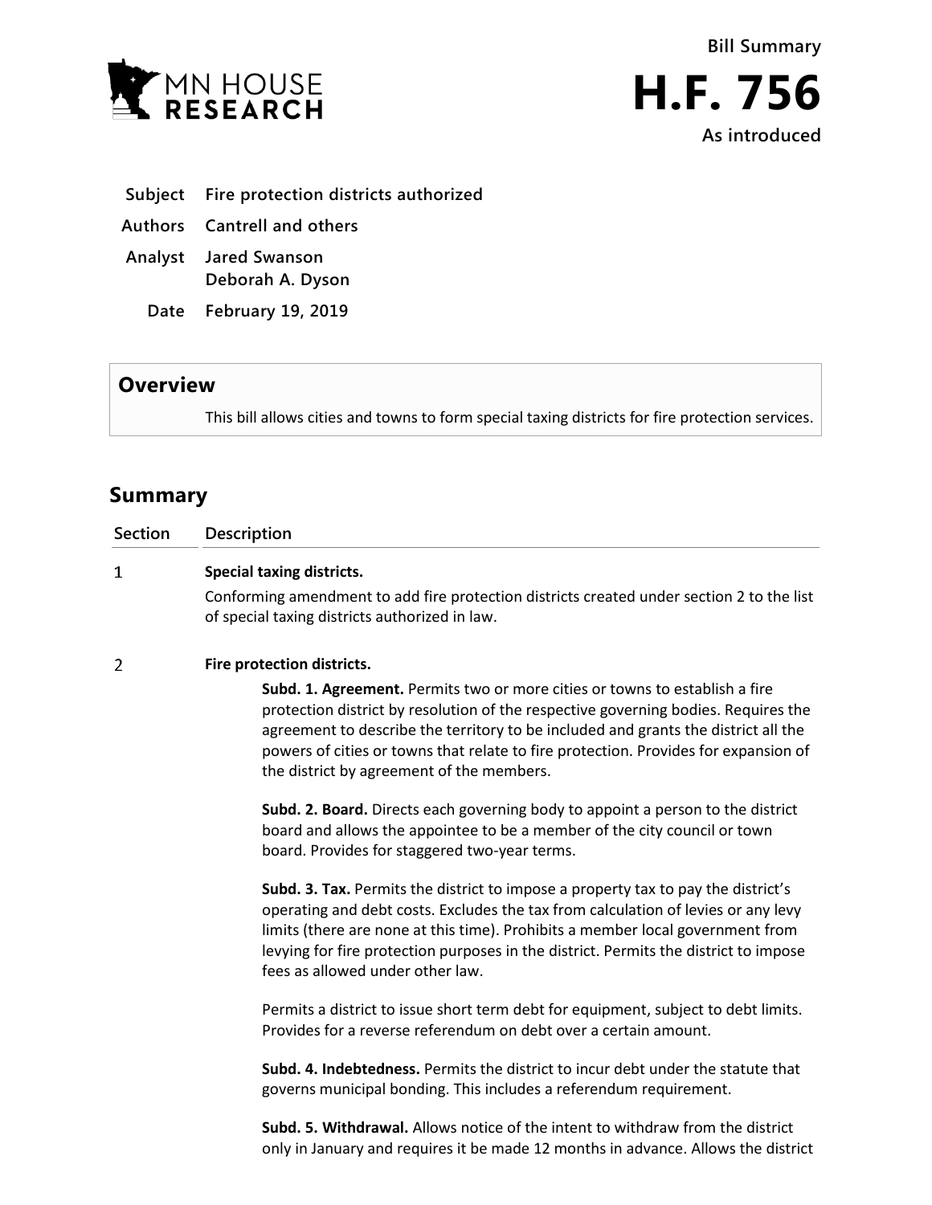Bill Summary

# H.F. 756

**As introduced**

| | |
|---|---|
| **Subject** | **Fire protection districts authorized** |
| **Authors** | **Cantrell and others** |
| **Analyst** | **Jared Swanson**<br>**Deborah A. Dyson** |
| **Date** | **February 19, 2019** |

## Overview

This bill allows cities and towns to form special taxing districts for fire protection services.

## Summary

| Section | Description |
|---|---|
| 1 | **Special taxing districts.**<br>Conforming amendment to add fire protection districts created under section 2 to the list of special taxing districts authorized in law. |
| 2 | **Fire protection districts.**<br>**Subd. 1. Agreement.** Permits two or more cities or towns to establish a fire protection district by resolution of the respective governing bodies. Requires the agreement to describe the territory to be included and grants the district all the powers of cities or towns that relate to fire protection. Provides for expansion of the district by agreement of the members.<br><br>**Subd. 2. Board.** Directs each governing body to appoint a person to the district board and allows the appointee to be a member of the city council or town board. Provides for staggered two-year terms.<br><br>**Subd. 3. Tax.** Permits the district to impose a property tax to pay the district's operating and debt costs. Excludes the tax from calculation of levies or any levy limits (there are none at this time). Prohibits a member local government from levying for fire protection purposes in the district. Permits the district to impose fees as allowed under other law.<br><br>Permits a district to issue short term debt for equipment, subject to debt limits. Provides for a reverse referendum on debt over a certain amount.<br><br>**Subd. 4. Indebtedness.** Permits the district to incur debt under the statute that governs municipal bonding. This includes a referendum requirement.<br><br>**Subd. 5. Withdrawal.** Allows notice of the intent to withdraw from the district only in January and requires it be made 12 months in advance. Allows the district |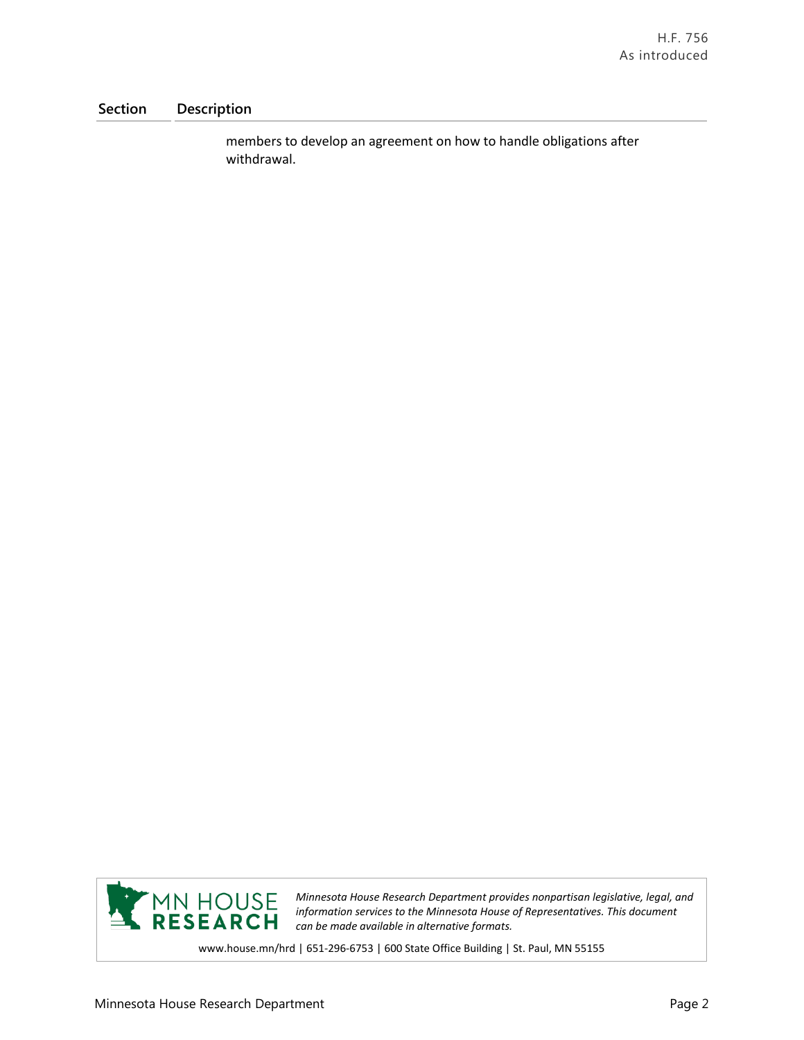| Section | Description |
|---|---|
| | members to develop an agreement on how to handle obligations after withdrawal. |

*Minnesota House Research Department provides nonpartisan legislative, legal, and information services to the Minnesota House of Representatives. This document can be made available in alternative formats.*

www.house.mn/hrd | 651-296-6753 | 600 State Office Building | St. Paul, MN 55155